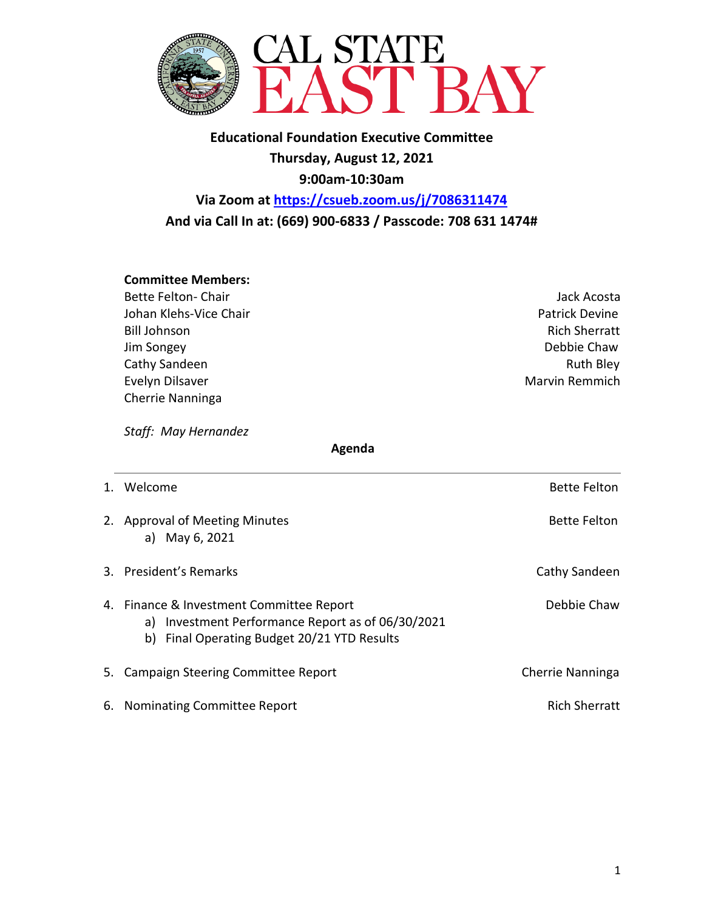CAL STATE EAST BAY

**Educational Foundation Executive Committee**
**Thursday, August 12, 2021**
**9:00am-10:30am**
**Via Zoom at [https://csueb.zoom.us/j/7086311474](https://csueb.zoom.us/j/7086311474)**
**And via Call In at: (669) 900-6833 / Passcode: 708 631 1474#**

**Committee Members:**

Bette Felton- Chair
Johan Klehs-Vice Chair
Bill Johnson
Jim Songey
Cathy Sandeen
Evelyn Dilsaver
Cherrie Nanninga
Jack Acosta
Patrick Devine
Rich Sherratt
Debbie Chaw
Ruth Bley
Marvin Remmich

*Staff: May Hernandez*

**Agenda**

---

1. Welcome — Bette Felton
2. Approval of Meeting Minutes — Bette Felton
   a) May 6, 2021
3. President's Remarks — Cathy Sandeen
4. Finance & Investment Committee Report — Debbie Chaw
   a) Investment Performance Report as of 06/30/2021
   b) Final Operating Budget 20/21 YTD Results
5. Campaign Steering Committee Report — Cherrie Nanninga
6. Nominating Committee Report — Rich Sherratt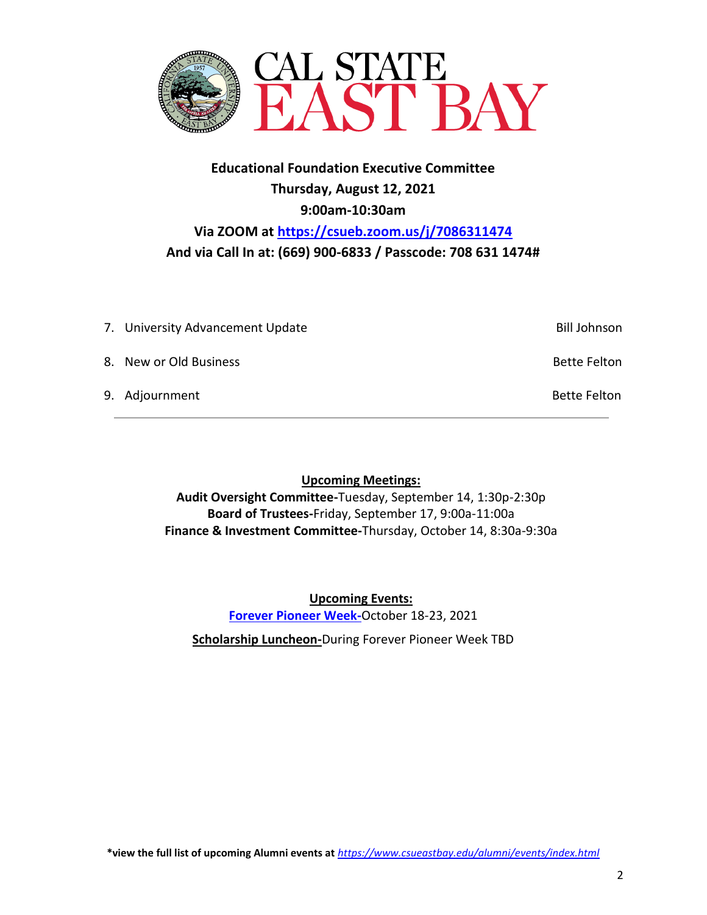**Educational Foundation Executive Committee**
**Thursday, August 12, 2021**
**9:00am-10:30am**
**Via ZOOM at [https://csueb.zoom.us/j/7086311474](https://csueb.zoom.us/j/7086311474)**
**And via Call In at: (669) 900-6833 / Passcode: 708 631 1474#**

7. University Advancement Update — Bill Johnson
8. New or Old Business — Bette Felton
9. Adjournment — Bette Felton

---

**Upcoming Meetings:**

**Audit Oversight Committee-**Tuesday, September 14, 1:30p-2:30p
**Board of Trustees-**Friday, September 17, 9:00a-11:00a
**Finance & Investment Committee-**Thursday, October 14, 8:30a-9:30a

**Upcoming Events:**

**Forever Pioneer Week-**October 18-23, 2021

**Scholarship Luncheon-**During Forever Pioneer Week TBD

**\*view the full list of upcoming Alumni events at** *[https://www.csueastbay.edu/alumni/events/index.html](https://www.csueastbay.edu/alumni/events/index.html)*